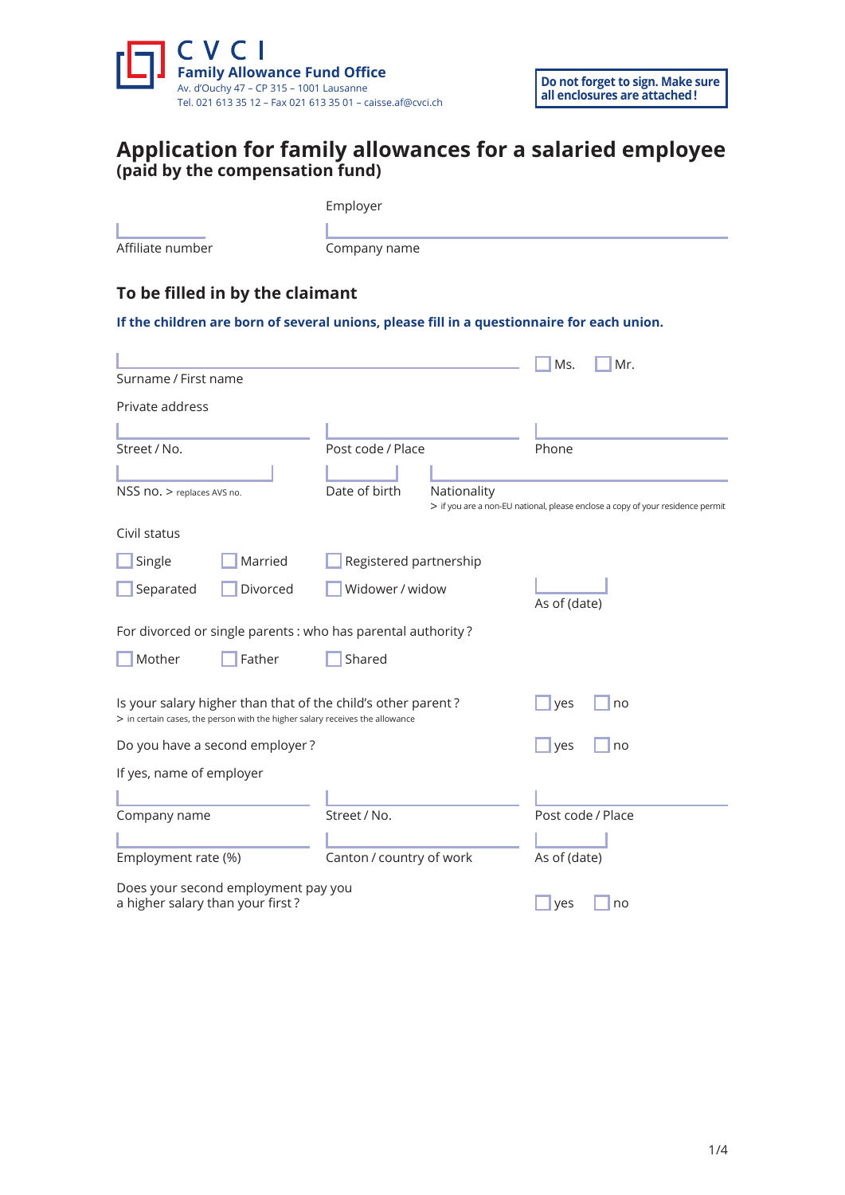CVCI
**Family Allowance Fund Office**
Av. d'Ouchy 47 – CP 315 – 1001 Lausanne
Tel. 021 613 35 12 – Fax 021 613 35 01 – caisse.af@cvci.ch

**Do not forget to sign. Make sure all enclosures are attached!**

# Application for family allowances for a salaried employee
**(paid by the compensation fund)**

Employer

Affiliate number ______ Company name ______

## To be filled in by the claimant

**If the children are born of several unions, please fill in a questionnaire for each union.**

Surname / First name ______ ☐ Ms. ☐ Mr.

Private address

Street / No. ______ Post code / Place ______ Phone ______

NSS no. > replaces AVS no. ______ Date of birth ______ Nationality ______
> if you are a non-EU national, please enclose a copy of your residence permit

Civil status

☐ Single ☐ Married ☐ Registered partnership

☐ Separated ☐ Divorced ☐ Widower / widow    As of (date) ______

For divorced or single parents: who has parental authority?

☐ Mother ☐ Father ☐ Shared

Is your salary higher than that of the child's other parent? ☐ yes ☐ no
> in certain cases, the person with the higher salary receives the allowance

Do you have a second employer? ☐ yes ☐ no

If yes, name of employer

Company name ______ Street / No. ______ Post code / Place ______

Employment rate (%) ______ Canton / country of work ______ As of (date) ______

Does your second employment pay you a higher salary than your first? ☐ yes ☐ no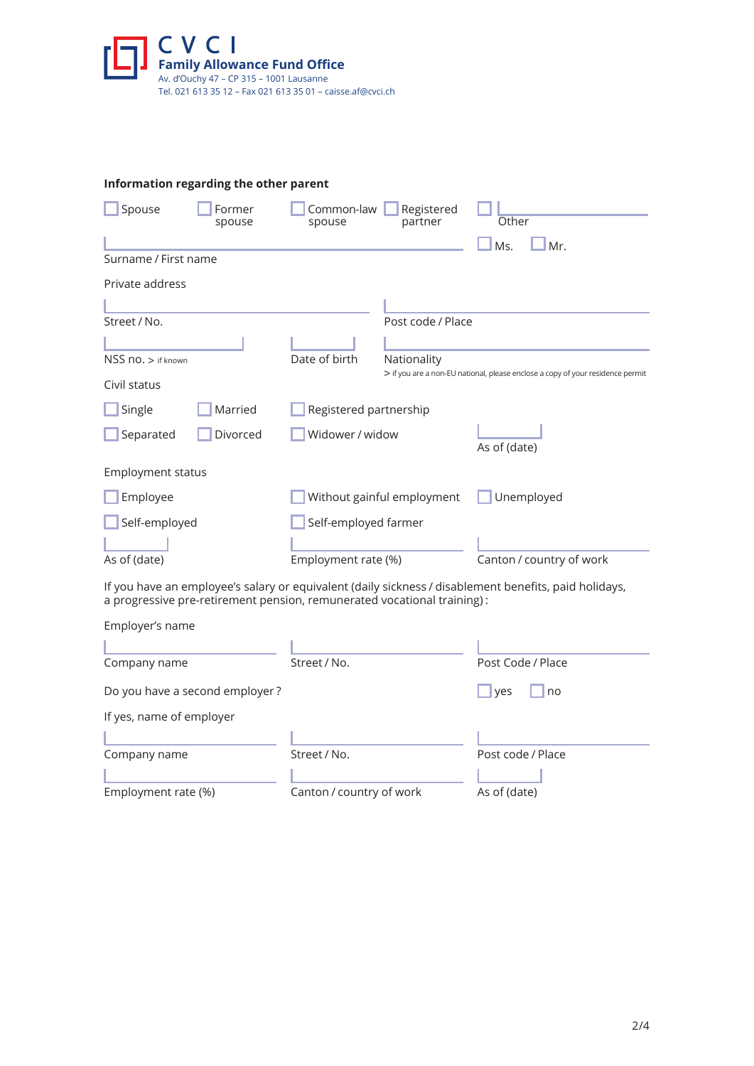**CVCI**
**Family Allowance Fund Office**
Av. d'Ouchy 47 – CP 315 – 1001 Lausanne
Tel. 021 613 35 12 – Fax 021 613 35 01 – caisse.af@cvci.ch

### Information regarding the other parent

☐ Spouse ☐ Former spouse ☐ Common-law spouse ☐ Registered partner ☐ Other ____________

☐ Ms. ☐ Mr.

Surname / First name ____________

Private address

Street / No. ____________ Post code / Place ____________

NSS no. > if known ____________ Date of birth ____________ Nationality ____________
> if you are a non-EU national, please enclose a copy of your residence permit

Civil status

☐ Single ☐ Married ☐ Registered partnership

☐ Separated ☐ Divorced ☐ Widower / widow As of (date) ____________

Employment status

☐ Employee ☐ Without gainful employment ☐ Unemployed

☐ Self-employed ☐ Self-employed farmer

As of (date) ____________ Employment rate (%) ____________ Canton / country of work ____________

If you have an employee's salary or equivalent (daily sickness / disablement benefits, paid holidays, a progressive pre-retirement pension, remunerated vocational training):

Employer's name

Company name ____________ Street / No. ____________ Post Code / Place ____________

Do you have a second employer? ☐ yes ☐ no

If yes, name of employer

Company name ____________ Street / No. ____________ Post code / Place ____________

Employment rate (%) ____________ Canton / country of work ____________ As of (date) ____________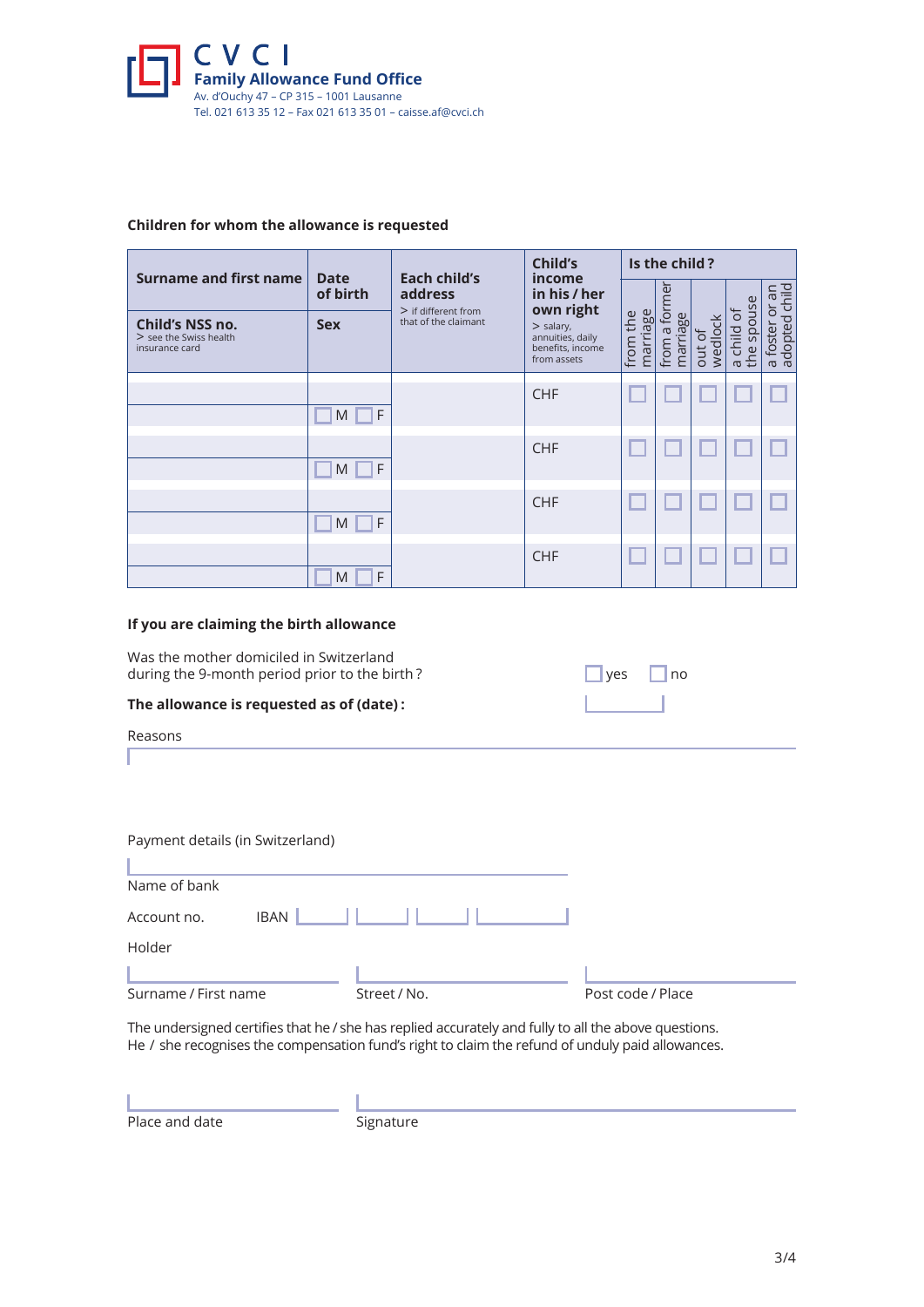**C V C I**
**Family Allowance Fund Office**
Av. d'Ouchy 47 – CP 315 – 1001 Lausanne
Tel. 021 613 35 12 – Fax 021 613 35 01 – caisse.af@cvci.ch

## Children for whom the allowance is requested

| Surname and first name / Child's NSS no. > see the Swiss health insurance card | Date of birth / Sex | Each child's address > if different from that of the claimant | Child's income in his / her own right > salary, annuities, daily benefits, income from assets | Is the child? from the marriage | from a former marriage | out of wedlock | a child of the spouse | a foster or an adopted child |
|---|---|---|---|---|---|---|---|---|
| | ☐ M ☐ F | | CHF | ☐ | ☐ | ☐ | ☐ | ☐ |
| | ☐ M ☐ F | | CHF | ☐ | ☐ | ☐ | ☐ | ☐ |
| | ☐ M ☐ F | | CHF | ☐ | ☐ | ☐ | ☐ | ☐ |
| | ☐ M ☐ F | | CHF | ☐ | ☐ | ☐ | ☐ | ☐ |

## If you are claiming the birth allowance

Was the mother domiciled in Switzerland during the 9-month period prior to the birth? ☐ yes ☐ no

**The allowance is requested as of (date):**

Reasons

Payment details (in Switzerland)

Name of bank

Account no. IBAN

Holder

Surname / First name | Street / No. | Post code / Place

The undersigned certifies that he / she has replied accurately and fully to all the above questions.
He / she recognises the compensation fund's right to claim the refund of unduly paid allowances.

Place and date | Signature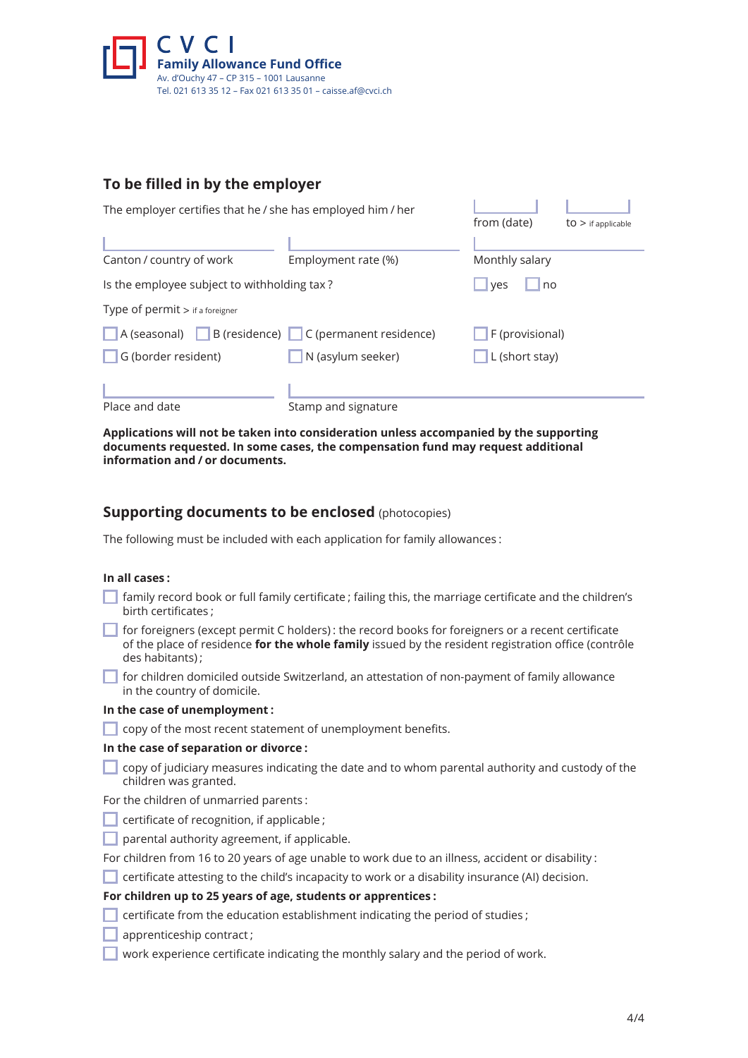C V C I
**Family Allowance Fund Office**
Av. d'Ouchy 47 – CP 315 – 1001 Lausanne
Tel. 021 613 35 12 – Fax 021 613 35 01 – caisse.af@cvci.ch

## To be filled in by the employer

The employer certifies that he / she has employed him / her

from (date) ______ to > if applicable ______

Canton / country of work ______ Employment rate (%) ______ Monthly salary ______

Is the employee subject to withholding tax ? ☐ yes ☐ no

Type of permit > if a foreigner

☐ A (seasonal) ☐ B (residence) ☐ C (permanent residence) ☐ F (provisional)

☐ G (border resident) ☐ N (asylum seeker) ☐ L (short stay)

Place and date ______ Stamp and signature ______

**Applications will not be taken into consideration unless accompanied by the supporting documents requested. In some cases, the compensation fund may request additional information and / or documents.**

## Supporting documents to be enclosed (photocopies)

The following must be included with each application for family allowances :

**In all cases :**

- ☐ family record book or full family certificate ; failing this, the marriage certificate and the children's birth certificates ;
- ☐ for foreigners (except permit C holders) : the record books for foreigners or a recent certificate of the place of residence **for the whole family** issued by the resident registration office (contrôle des habitants) ;
- ☐ for children domiciled outside Switzerland, an attestation of non-payment of family allowance in the country of domicile.

**In the case of unemployment :**

- ☐ copy of the most recent statement of unemployment benefits.

**In the case of separation or divorce :**

- ☐ copy of judiciary measures indicating the date and to whom parental authority and custody of the children was granted.

For the children of unmarried parents :

- ☐ certificate of recognition, if applicable ;
- ☐ parental authority agreement, if applicable.

For children from 16 to 20 years of age unable to work due to an illness, accident or disability :

- ☐ certificate attesting to the child's incapacity to work or a disability insurance (AI) decision.

**For children up to 25 years of age, students or apprentices :**

- ☐ certificate from the education establishment indicating the period of studies ;
- ☐ apprenticeship contract ;
- ☐ work experience certificate indicating the monthly salary and the period of work.